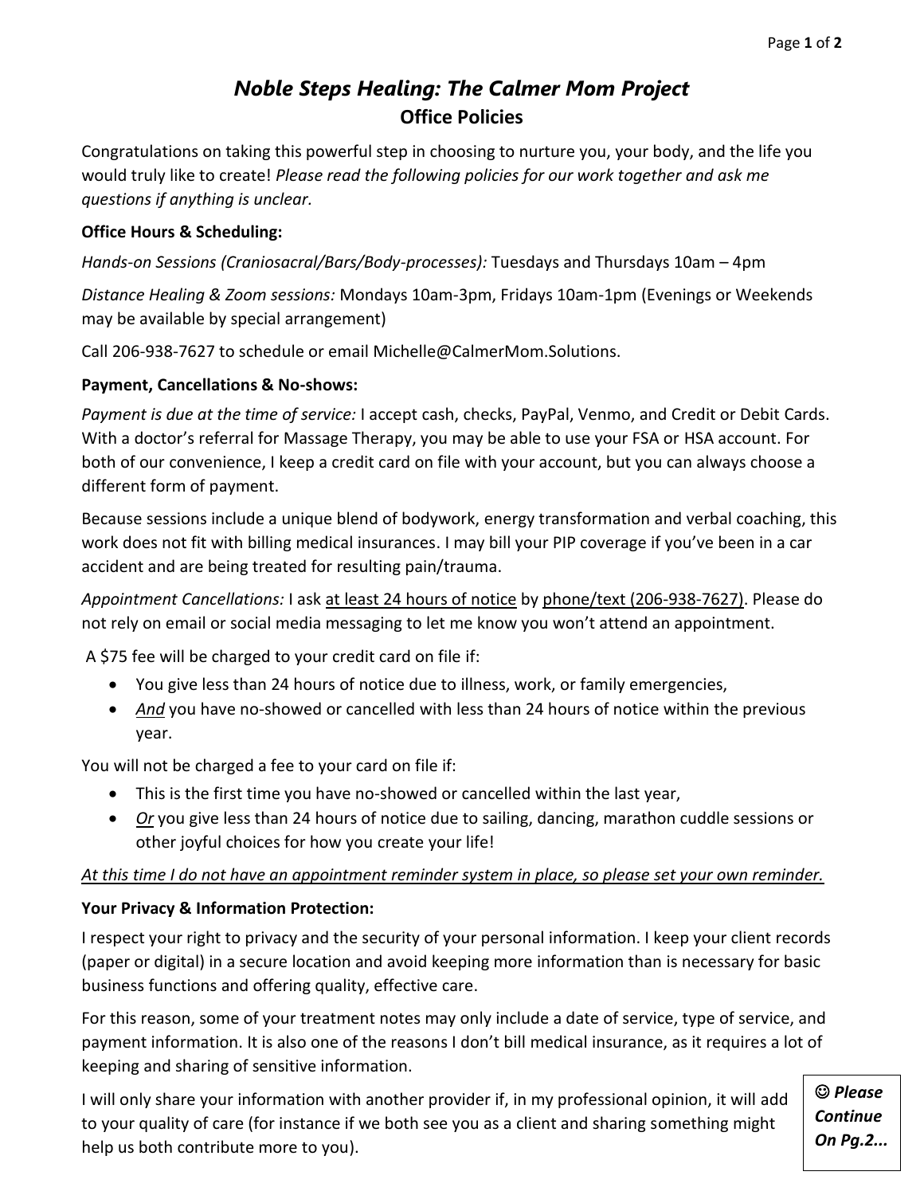# *Noble Steps Healing: The Calmer Mom Project*

## Office Policies

Congratulations on taking this powerful step in choosing to nurture you, your body, and the life you would truly like to create! *Please read the following policies for our work together and ask me questions if anything is unclear.*

**Office Hours & Scheduling:**

*Hands-on Sessions (Craniosacral/Bars/Body-processes):* Tuesdays and Thursdays 10am – 4pm

*Distance Healing & Zoom sessions:* Mondays 10am-3pm, Fridays 10am-1pm (Evenings or Weekends may be available by special arrangement)

Call 206-938-7627 to schedule or email Michelle@CalmerMom.Solutions.

**Payment, Cancellations & No-shows:**

*Payment is due at the time of service:* I accept cash, checks, PayPal, Venmo, and Credit or Debit Cards. With a doctor's referral for Massage Therapy, you may be able to use your FSA or HSA account. For both of our convenience, I keep a credit card on file with your account, but you can always choose a different form of payment.

Because sessions include a unique blend of bodywork, energy transformation and verbal coaching, this work does not fit with billing medical insurances. I may bill your PIP coverage if you've been in a car accident and are being treated for resulting pain/trauma.

*Appointment Cancellations:* I ask <u>at least 24 hours of notice</u> by <u>phone/text (206-938-7627)</u>. Please do not rely on email or social media messaging to let me know you won't attend an appointment.

A $75 fee will be charged to your credit card on file if:

- You give less than 24 hours of notice due to illness, work, or family emergencies,
- <u>*And*</u> you have no-showed or cancelled with less than 24 hours of notice within the previous year.

You will not be charged a fee to your card on file if:

- This is the first time you have no-showed or cancelled within the last year,
- <u>*Or*</u> you give less than 24 hours of notice due to sailing, dancing, marathon cuddle sessions or other joyful choices for how you create your life!

<u>*At this time I do not have an appointment reminder system in place, so please set your own reminder.*</u>

**Your Privacy & Information Protection:**

I respect your right to privacy and the security of your personal information. I keep your client records (paper or digital) in a secure location and avoid keeping more information than is necessary for basic business functions and offering quality, effective care.

For this reason, some of your treatment notes may only include a date of service, type of service, and payment information. It is also one of the reasons I don't bill medical insurance, as it requires a lot of keeping and sharing of sensitive information.

I will only share your information with another provider if, in my professional opinion, it will add to your quality of care (for instance if we both see you as a client and sharing something might help us both contribute more to you).

☺ ***Please Continue On Pg.2...***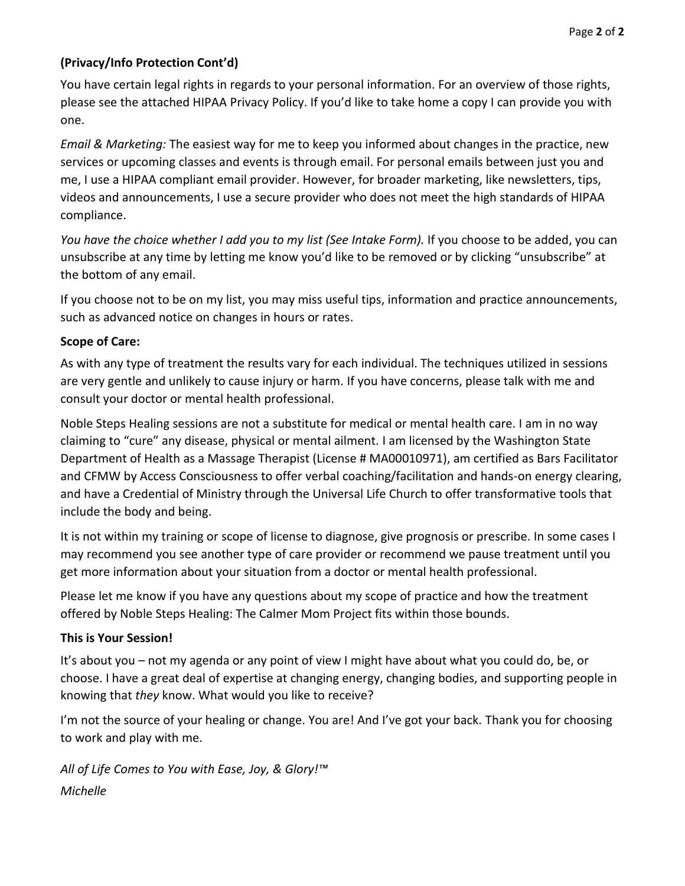**(Privacy/Info Protection Cont'd)**

You have certain legal rights in regards to your personal information. For an overview of those rights, please see the attached HIPAA Privacy Policy. If you'd like to take home a copy I can provide you with one.

*Email & Marketing:* The easiest way for me to keep you informed about changes in the practice, new services or upcoming classes and events is through email. For personal emails between just you and me, I use a HIPAA compliant email provider. However, for broader marketing, like newsletters, tips, videos and announcements, I use a secure provider who does not meet the high standards of HIPAA compliance.

*You have the choice whether I add you to my list (See Intake Form).* If you choose to be added, you can unsubscribe at any time by letting me know you'd like to be removed or by clicking "unsubscribe" at the bottom of any email.

If you choose not to be on my list, you may miss useful tips, information and practice announcements, such as advanced notice on changes in hours or rates.

**Scope of Care:**

As with any type of treatment the results vary for each individual. The techniques utilized in sessions are very gentle and unlikely to cause injury or harm. If you have concerns, please talk with me and consult your doctor or mental health professional.

Noble Steps Healing sessions are not a substitute for medical or mental health care. I am in no way claiming to "cure" any disease, physical or mental ailment. I am licensed by the Washington State Department of Health as a Massage Therapist (License # MA00010971), am certified as Bars Facilitator and CFMW by Access Consciousness to offer verbal coaching/facilitation and hands-on energy clearing, and have a Credential of Ministry through the Universal Life Church to offer transformative tools that include the body and being.

It is not within my training or scope of license to diagnose, give prognosis or prescribe. In some cases I may recommend you see another type of care provider or recommend we pause treatment until you get more information about your situation from a doctor or mental health professional.

Please let me know if you have any questions about my scope of practice and how the treatment offered by Noble Steps Healing: The Calmer Mom Project fits within those bounds.

**This is Your Session!**

It's about you – not my agenda or any point of view I might have about what you could do, be, or choose. I have a great deal of expertise at changing energy, changing bodies, and supporting people in knowing that *they* know. What would you like to receive?

I'm not the source of your healing or change. You are! And I've got your back. Thank you for choosing to work and play with me.

*All of Life Comes to You with Ease, Joy, & Glory!™*

*Michelle*